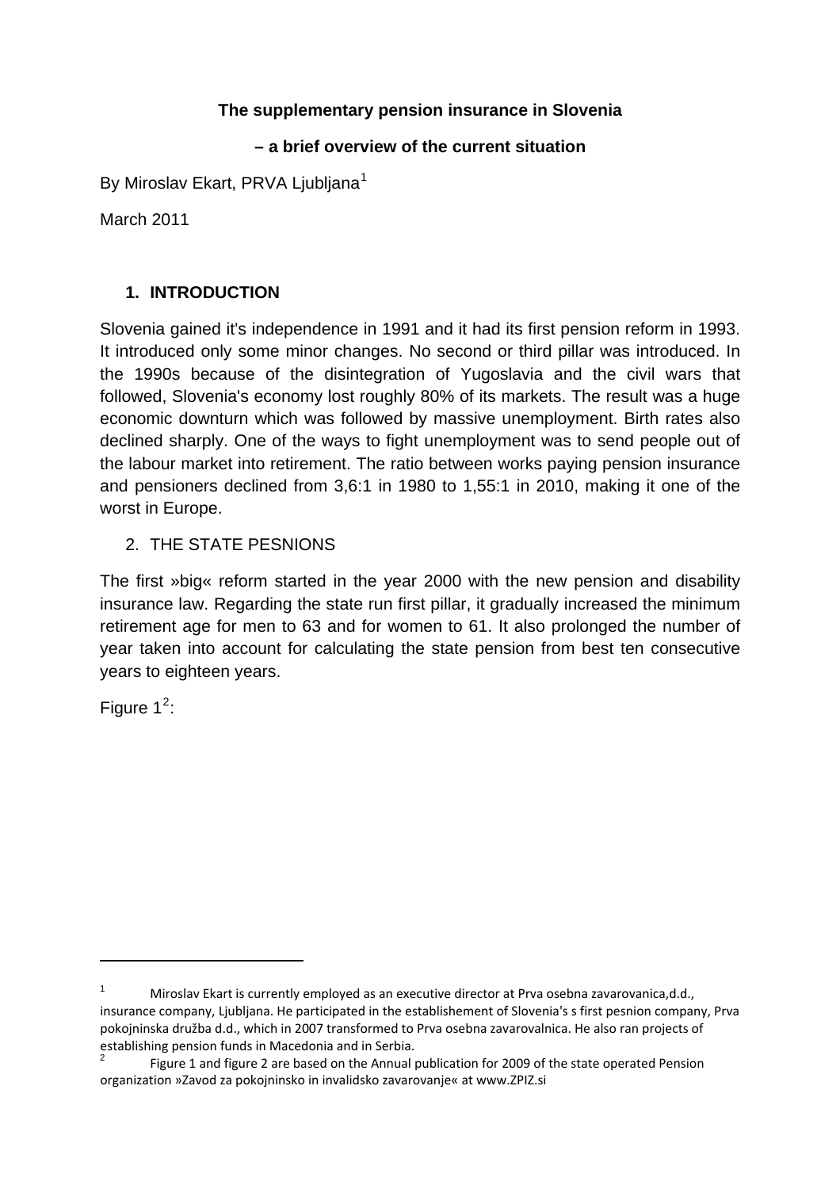**The supplementary pension insurance in Slovenia**

**– a brief overview of the current situation**

By Miroslav Ekart, PRVA Ljubljana[1]

March 2011

## 1. INTRODUCTION

Slovenia gained it's independence in 1991 and it had its first pension reform in 1993. It introduced only some minor changes. No second or third pillar was introduced. In the 1990s because of the disintegration of Yugoslavia and the civil wars that followed, Slovenia's economy lost roughly 80% of its markets. The result was a huge economic downturn which was followed by massive unemployment. Birth rates also declined sharply. One of the ways to fight unemployment was to send people out of the labour market into retirement. The ratio between works paying pension insurance and pensioners declined from 3,6:1 in 1980 to 1,55:1 in 2010, making it one of the worst in Europe.

## 2. THE STATE PESNIONS

The first »big« reform started in the year 2000 with the new pension and disability insurance law. Regarding the state run first pillar, it gradually increased the minimum retirement age for men to 63 and for women to 61. It also prolonged the number of year taken into account for calculating the state pension from best ten consecutive years to eighteen years.

Figure 1[2]:

---

[1] Miroslav Ekart is currently employed as an executive director at Prva osebna zavarovanica,d.d., insurance company, Ljubljana. He participated in the establishement of Slovenia's s first pesnion company, Prva pokojninska družba d.d., which in 2007 transformed to Prva osebna zavarovalnica. He also ran projects of establishing pension funds in Macedonia and in Serbia.

[2] Figure 1 and figure 2 are based on the Annual publication for 2009 of the state operated Pension organization »Zavod za pokojninsko in invalidsko zavarovanje« at www.ZPIZ.si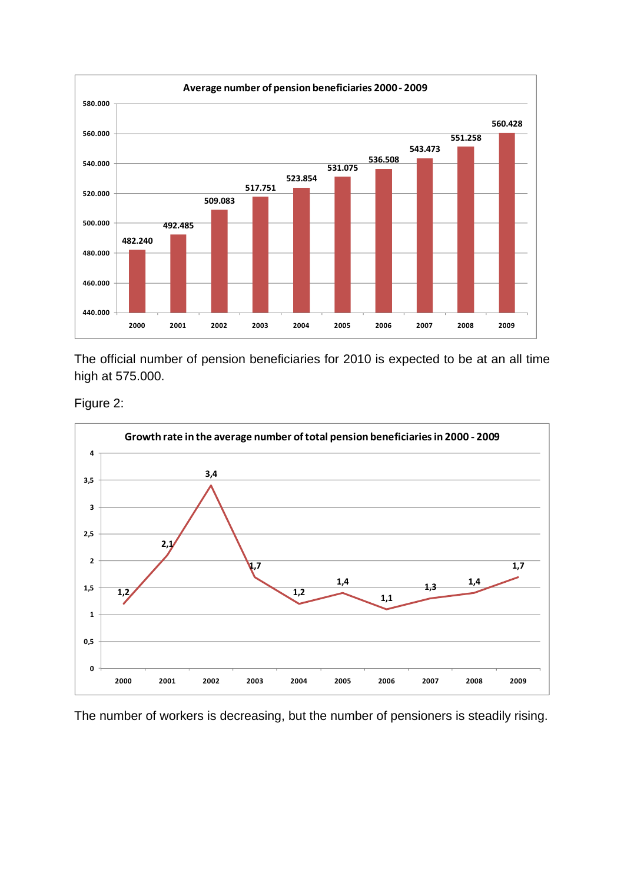**Average number of pension beneficiaries 2000 - 2009**

| Year | Average number of pension beneficiaries |
|---|---|
| 2000 | 482.240 |
| 2001 | 492.485 |
| 2002 | 509.083 |
| 2003 | 517.751 |
| 2004 | 523.854 |
| 2005 | 531.075 |
| 2006 | 536.508 |
| 2007 | 543.473 |
| 2008 | 551.258 |
| 2009 | 560.428 |

The official number of pension beneficiaries for 2010 is expected to be at an all time high at 575.000.

Figure 2:

**Growth rate in the average number of total pension beneficiaries in 2000 - 2009**

| Year | Growth rate |
|---|---|
| 2000 | 1,2 |
| 2001 | 2,1 |
| 2002 | 3,4 |
| 2003 | 1,7 |
| 2004 | 1,2 |
| 2005 | 1,4 |
| 2006 | 1,1 |
| 2007 | 1,3 |
| 2008 | 1,4 |
| 2009 | 1,7 |

The number of workers is decreasing, but the number of pensioners is steadily rising.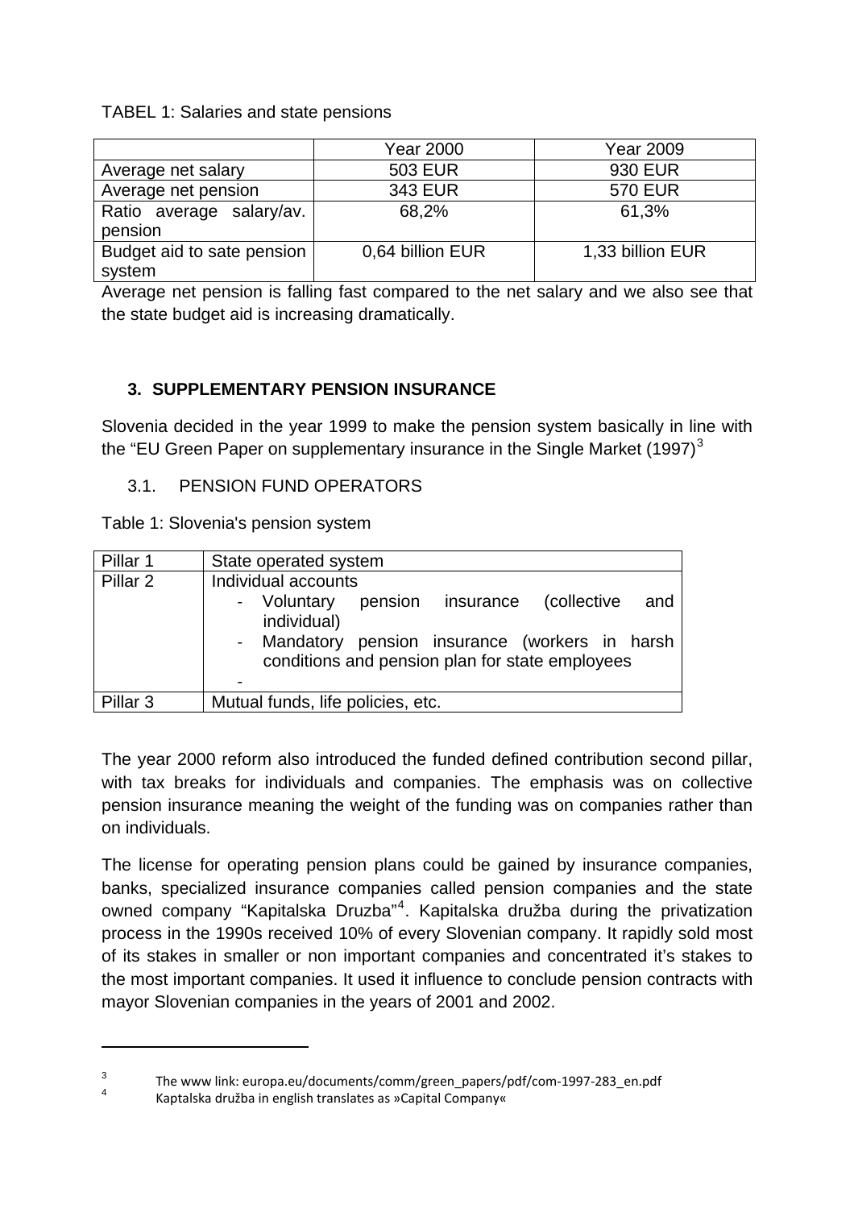TABEL 1: Salaries and state pensions

| | Year 2000 | Year 2009 |
|---|---|---|
| Average net salary | 503 EUR | 930 EUR |
| Average net pension | 343 EUR | 570 EUR |
| Ratio average salary/av. pension | 68,2% | 61,3% |
| Budget aid to sate pension system | 0,64 billion EUR | 1,33 billion EUR |

Average net pension is falling fast compared to the net salary and we also see that the state budget aid is increasing dramatically.

## 3. SUPPLEMENTARY PENSION INSURANCE

Slovenia decided in the year 1999 to make the pension system basically in line with the "EU Green Paper on supplementary insurance in the Single Market (1997)[3]

### 3.1. PENSION FUND OPERATORS

Table 1: Slovenia's pension system

| Pillar 1 | State operated system |
|---|---|
| Pillar 2 | Individual accounts<br>- Voluntary pension insurance (collective and individual)<br>- Mandatory pension insurance (workers in harsh conditions and pension plan for state employees<br>- |
| Pillar 3 | Mutual funds, life policies, etc. |

The year 2000 reform also introduced the funded defined contribution second pillar, with tax breaks for individuals and companies. The emphasis was on collective pension insurance meaning the weight of the funding was on companies rather than on individuals.

The license for operating pension plans could be gained by insurance companies, banks, specialized insurance companies called pension companies and the state owned company "Kapitalska Druzba"[4]. Kapitalska družba during the privatization process in the 1990s received 10% of every Slovenian company. It rapidly sold most of its stakes in smaller or non important companies and concentrated it's stakes to the most important companies. It used it influence to conclude pension contracts with mayor Slovenian companies in the years of 2001 and 2002.

---

[3] The www link: europa.eu/documents/comm/green_papers/pdf/com-1997-283_en.pdf

[4] Kaptalska družba in english translates as »Capital Company«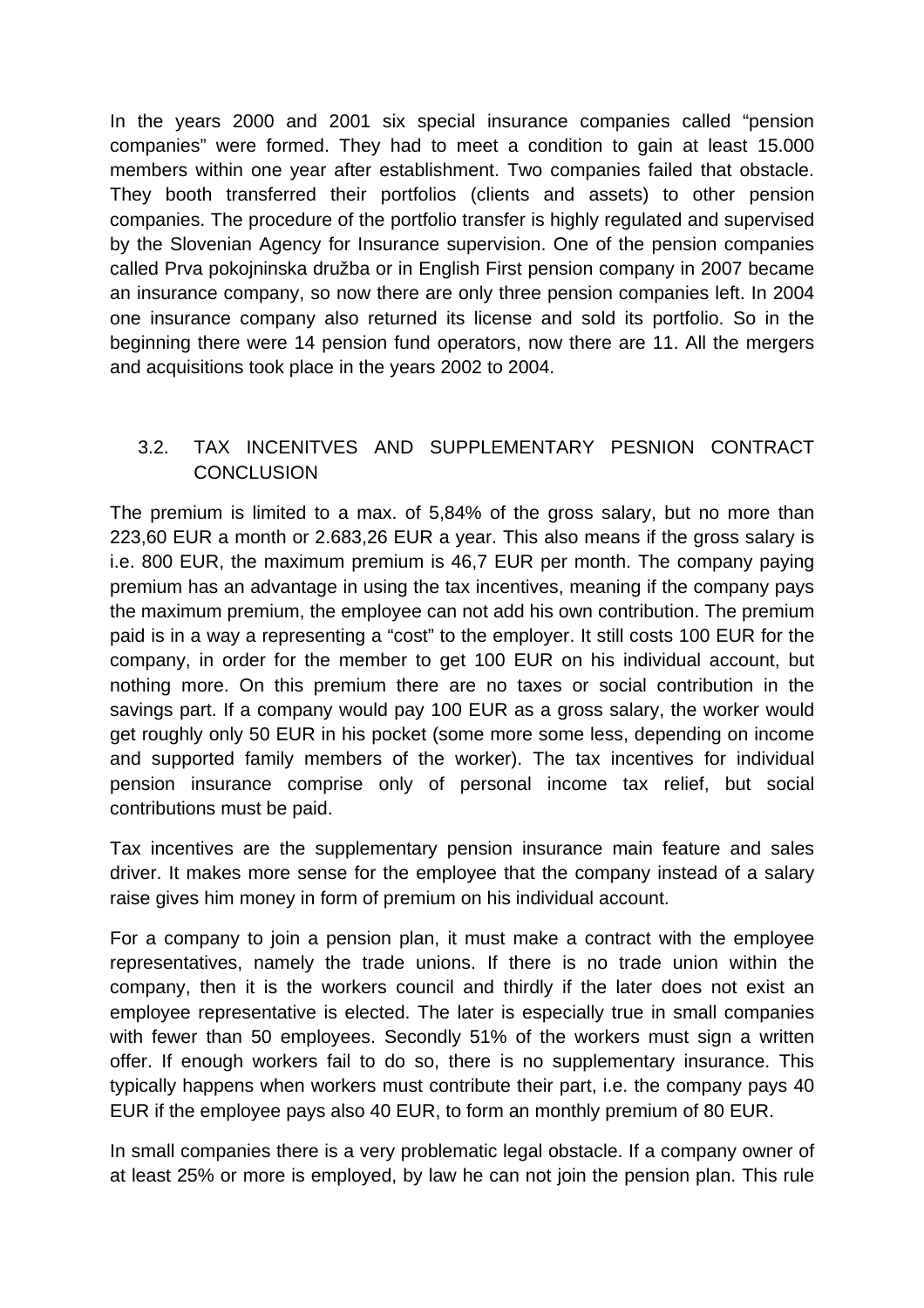In the years 2000 and 2001 six special insurance companies called "pension companies" were formed. They had to meet a condition to gain at least 15.000 members within one year after establishment. Two companies failed that obstacle. They booth transferred their portfolios (clients and assets) to other pension companies. The procedure of the portfolio transfer is highly regulated and supervised by the Slovenian Agency for Insurance supervision. One of the pension companies called Prva pokojninska družba or in English First pension company in 2007 became an insurance company, so now there are only three pension companies left. In 2004 one insurance company also returned its license and sold its portfolio. So in the beginning there were 14 pension fund operators, now there are 11. All the mergers and acquisitions took place in the years 2002 to 2004.

## 3.2. TAX INCENITVES AND SUPPLEMENTARY PESNION CONTRACT CONCLUSION

The premium is limited to a max. of 5,84% of the gross salary, but no more than 223,60 EUR a month or 2.683,26 EUR a year. This also means if the gross salary is i.e. 800 EUR, the maximum premium is 46,7 EUR per month. The company paying premium has an advantage in using the tax incentives, meaning if the company pays the maximum premium, the employee can not add his own contribution. The premium paid is in a way a representing a "cost" to the employer. It still costs 100 EUR for the company, in order for the member to get 100 EUR on his individual account, but nothing more. On this premium there are no taxes or social contribution in the savings part. If a company would pay 100 EUR as a gross salary, the worker would get roughly only 50 EUR in his pocket (some more some less, depending on income and supported family members of the worker). The tax incentives for individual pension insurance comprise only of personal income tax relief, but social contributions must be paid.

Tax incentives are the supplementary pension insurance main feature and sales driver. It makes more sense for the employee that the company instead of a salary raise gives him money in form of premium on his individual account.

For a company to join a pension plan, it must make a contract with the employee representatives, namely the trade unions. If there is no trade union within the company, then it is the workers council and thirdly if the later does not exist an employee representative is elected. The later is especially true in small companies with fewer than 50 employees. Secondly 51% of the workers must sign a written offer. If enough workers fail to do so, there is no supplementary insurance. This typically happens when workers must contribute their part, i.e. the company pays 40 EUR if the employee pays also 40 EUR, to form an monthly premium of 80 EUR.

In small companies there is a very problematic legal obstacle. If a company owner of at least 25% or more is employed, by law he can not join the pension plan. This rule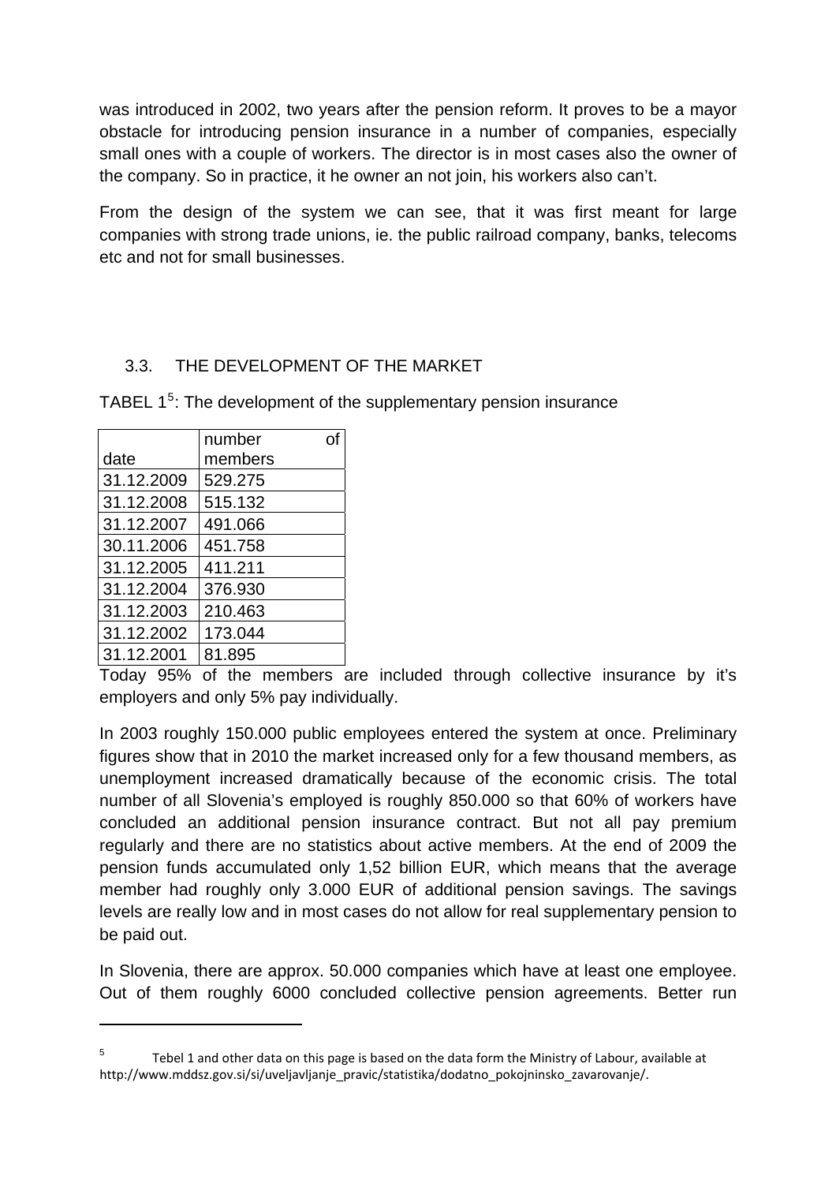was introduced in 2002, two years after the pension reform. It proves to be a mayor obstacle for introducing pension insurance in a number of companies, especially small ones with a couple of workers. The director is in most cases also the owner of the company. So in practice, it he owner an not join, his workers also can't.

From the design of the system we can see, that it was first meant for large companies with strong trade unions, ie. the public railroad company, banks, telecoms etc and not for small businesses.

## 3.3. THE DEVELOPMENT OF THE MARKET

TABEL 1[5]: The development of the supplementary pension insurance

| date | number of members |
|---|---|
| 31.12.2009 | 529.275 |
| 31.12.2008 | 515.132 |
| 31.12.2007 | 491.066 |
| 30.11.2006 | 451.758 |
| 31.12.2005 | 411.211 |
| 31.12.2004 | 376.930 |
| 31.12.2003 | 210.463 |
| 31.12.2002 | 173.044 |
| 31.12.2001 | 81.895 |

Today 95% of the members are included through collective insurance by it's employers and only 5% pay individually.

In 2003 roughly 150.000 public employees entered the system at once. Preliminary figures show that in 2010 the market increased only for a few thousand members, as unemployment increased dramatically because of the economic crisis. The total number of all Slovenia's employed is roughly 850.000 so that 60% of workers have concluded an additional pension insurance contract. But not all pay premium regularly and there are no statistics about active members. At the end of 2009 the pension funds accumulated only 1,52 billion EUR, which means that the average member had roughly only 3.000 EUR of additional pension savings. The savings levels are really low and in most cases do not allow for real supplementary pension to be paid out.

In Slovenia, there are approx. 50.000 companies which have at least one employee. Out of them roughly 6000 concluded collective pension agreements. Better run

[5] Tebel 1 and other data on this page is based on the data form the Ministry of Labour, available at http://www.mddsz.gov.si/si/uveljavljanje_pravic/statistika/dodatno_pokojninsko_zavarovanje/.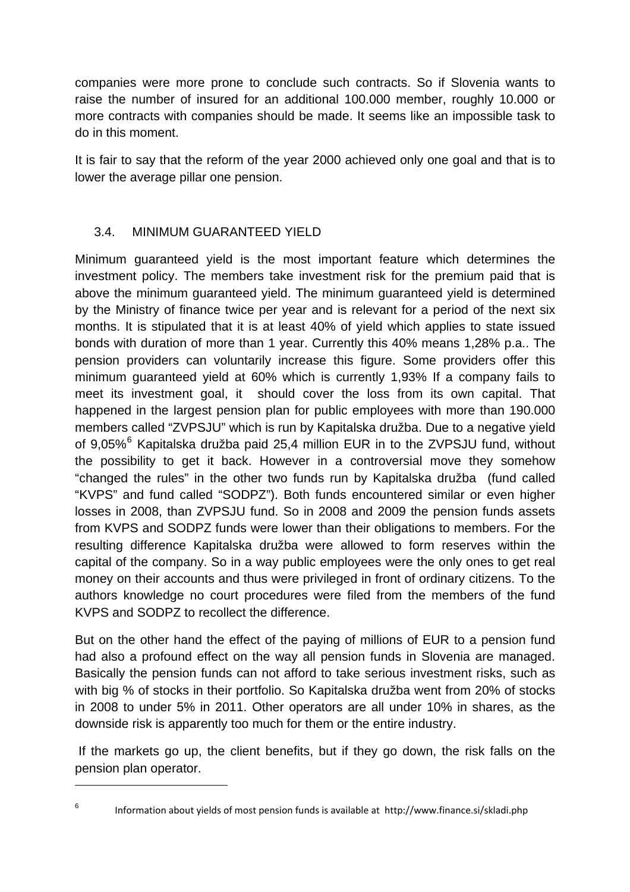companies were more prone to conclude such contracts. So if Slovenia wants to raise the number of insured for an additional 100.000 member, roughly 10.000 or more contracts with companies should be made. It seems like an impossible task to do in this moment.

It is fair to say that the reform of the year 2000 achieved only one goal and that is to lower the average pillar one pension.

### 3.4. MINIMUM GUARANTEED YIELD

Minimum guaranteed yield is the most important feature which determines the investment policy. The members take investment risk for the premium paid that is above the minimum guaranteed yield. The minimum guaranteed yield is determined by the Ministry of finance twice per year and is relevant for a period of the next six months. It is stipulated that it is at least 40% of yield which applies to state issued bonds with duration of more than 1 year. Currently this 40% means 1,28% p.a.. The pension providers can voluntarily increase this figure. Some providers offer this minimum guaranteed yield at 60% which is currently 1,93% If a company fails to meet its investment goal, it should cover the loss from its own capital. That happened in the largest pension plan for public employees with more than 190.000 members called "ZVPSJU" which is run by Kapitalska družba. Due to a negative yield of 9,05%[6] Kapitalska družba paid 25,4 million EUR in to the ZVPSJU fund, without the possibility to get it back. However in a controversial move they somehow "changed the rules" in the other two funds run by Kapitalska družba (fund called "KVPS" and fund called "SODPZ"). Both funds encountered similar or even higher losses in 2008, than ZVPSJU fund. So in 2008 and 2009 the pension funds assets from KVPS and SODPZ funds were lower than their obligations to members. For the resulting difference Kapitalska družba were allowed to form reserves within the capital of the company. So in a way public employees were the only ones to get real money on their accounts and thus were privileged in front of ordinary citizens. To the authors knowledge no court procedures were filed from the members of the fund KVPS and SODPZ to recollect the difference.

But on the other hand the effect of the paying of millions of EUR to a pension fund had also a profound effect on the way all pension funds in Slovenia are managed. Basically the pension funds can not afford to take serious investment risks, such as with big % of stocks in their portfolio. So Kapitalska družba went from 20% of stocks in 2008 to under 5% in 2011. Other operators are all under 10% in shares, as the downside risk is apparently too much for them or the entire industry.

If the markets go up, the client benefits, but if they go down, the risk falls on the pension plan operator.

---

[6] Information about yields of most pension funds is available at http://www.finance.si/skladi.php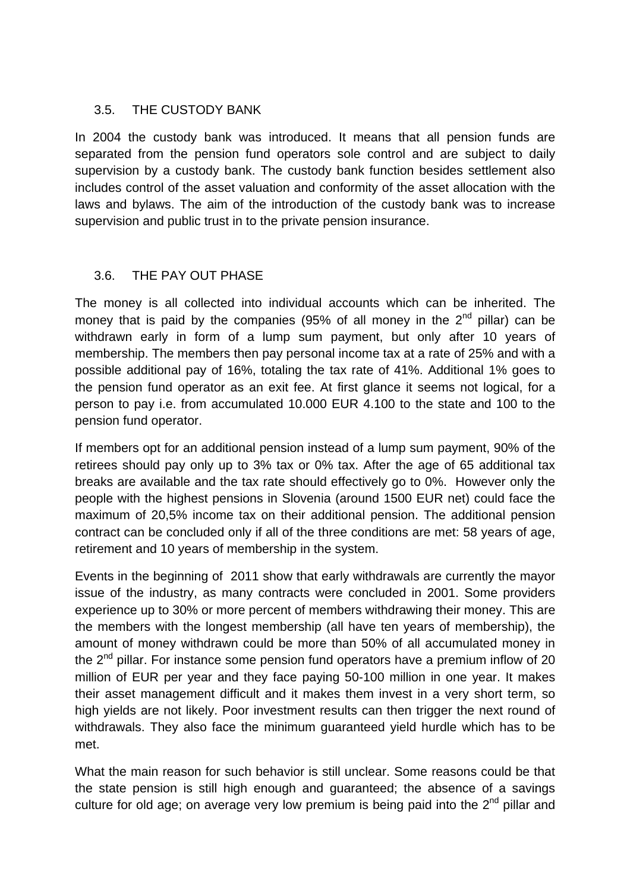### 3.5. THE CUSTODY BANK

In 2004 the custody bank was introduced. It means that all pension funds are separated from the pension fund operators sole control and are subject to daily supervision by a custody bank. The custody bank function besides settlement also includes control of the asset valuation and conformity of the asset allocation with the laws and bylaws. The aim of the introduction of the custody bank was to increase supervision and public trust in to the private pension insurance.

### 3.6. THE PAY OUT PHASE

The money is all collected into individual accounts which can be inherited. The money that is paid by the companies (95% of all money in the 2nd pillar) can be withdrawn early in form of a lump sum payment, but only after 10 years of membership. The members then pay personal income tax at a rate of 25% and with a possible additional pay of 16%, totaling the tax rate of 41%. Additional 1% goes to the pension fund operator as an exit fee. At first glance it seems not logical, for a person to pay i.e. from accumulated 10.000 EUR 4.100 to the state and 100 to the pension fund operator.

If members opt for an additional pension instead of a lump sum payment, 90% of the retirees should pay only up to 3% tax or 0% tax. After the age of 65 additional tax breaks are available and the tax rate should effectively go to 0%. However only the people with the highest pensions in Slovenia (around 1500 EUR net) could face the maximum of 20,5% income tax on their additional pension. The additional pension contract can be concluded only if all of the three conditions are met: 58 years of age, retirement and 10 years of membership in the system.

Events in the beginning of 2011 show that early withdrawals are currently the mayor issue of the industry, as many contracts were concluded in 2001. Some providers experience up to 30% or more percent of members withdrawing their money. This are the members with the longest membership (all have ten years of membership), the amount of money withdrawn could be more than 50% of all accumulated money in the 2nd pillar. For instance some pension fund operators have a premium inflow of 20 million of EUR per year and they face paying 50-100 million in one year. It makes their asset management difficult and it makes them invest in a very short term, so high yields are not likely. Poor investment results can then trigger the next round of withdrawals. They also face the minimum guaranteed yield hurdle which has to be met.

What the main reason for such behavior is still unclear. Some reasons could be that the state pension is still high enough and guaranteed; the absence of a savings culture for old age; on average very low premium is being paid into the 2nd pillar and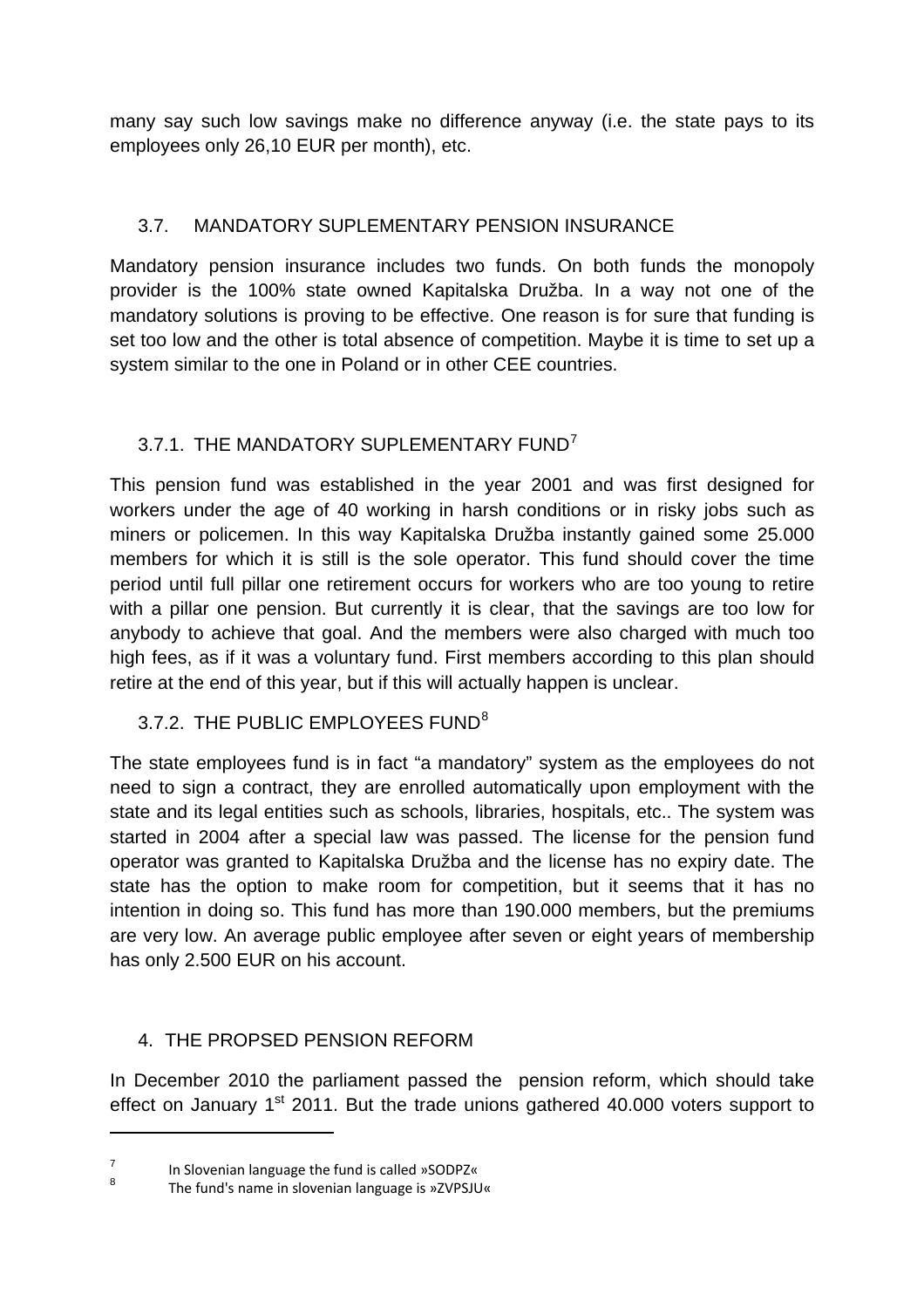many say such low savings make no difference anyway (i.e. the state pays to its employees only 26,10 EUR per month), etc.

## 3.7. MANDATORY SUPLEMENTARY PENSION INSURANCE

Mandatory pension insurance includes two funds. On both funds the monopoly provider is the 100% state owned Kapitalska Družba. In a way not one of the mandatory solutions is proving to be effective. One reason is for sure that funding is set too low and the other is total absence of competition. Maybe it is time to set up a system similar to the one in Poland or in other CEE countries.

### 3.7.1. THE MANDATORY SUPLEMENTARY FUND[7]

This pension fund was established in the year 2001 and was first designed for workers under the age of 40 working in harsh conditions or in risky jobs such as miners or policemen. In this way Kapitalska Družba instantly gained some 25.000 members for which it is still is the sole operator. This fund should cover the time period until full pillar one retirement occurs for workers who are too young to retire with a pillar one pension. But currently it is clear, that the savings are too low for anybody to achieve that goal. And the members were also charged with much too high fees, as if it was a voluntary fund. First members according to this plan should retire at the end of this year, but if this will actually happen is unclear.

### 3.7.2. THE PUBLIC EMPLOYEES FUND[8]

The state employees fund is in fact "a mandatory" system as the employees do not need to sign a contract, they are enrolled automatically upon employment with the state and its legal entities such as schools, libraries, hospitals, etc.. The system was started in 2004 after a special law was passed. The license for the pension fund operator was granted to Kapitalska Družba and the license has no expiry date. The state has the option to make room for competition, but it seems that it has no intention in doing so. This fund has more than 190.000 members, but the premiums are very low. An average public employee after seven or eight years of membership has only 2.500 EUR on his account.

# 4. THE PROPSED PENSION REFORM

In December 2010 the parliament passed the pension reform, which should take effect on January 1st 2011. But the trade unions gathered 40.000 voters support to

---

[7] In Slovenian language the fund is called »SODPZ«

[8] The fund's name in slovenian language is »ZVPSJU«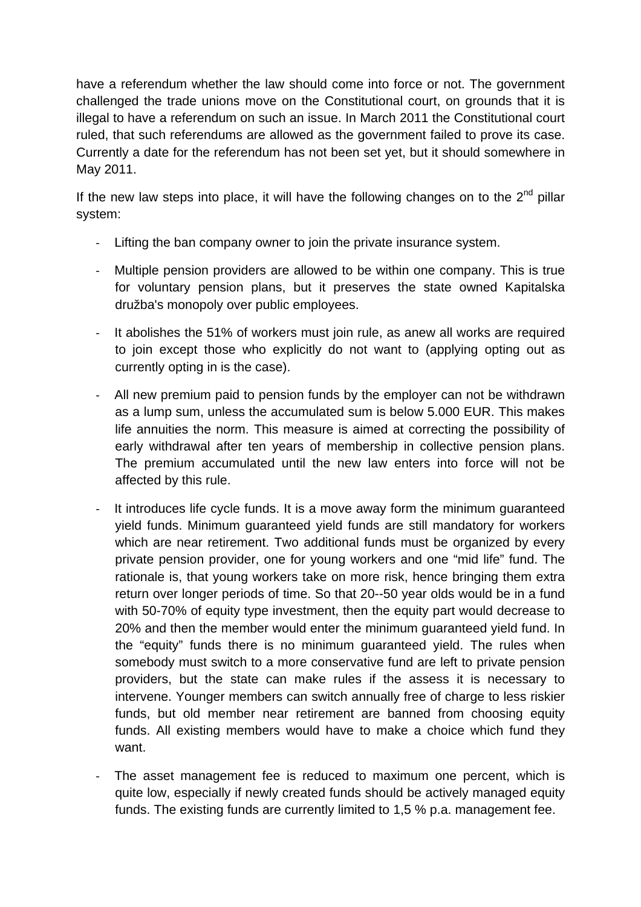have a referendum whether the law should come into force or not. The government challenged the trade unions move on the Constitutional court, on grounds that it is illegal to have a referendum on such an issue. In March 2011 the Constitutional court ruled, that such referendums are allowed as the government failed to prove its case. Currently a date for the referendum has not been set yet, but it should somewhere in May 2011.

If the new law steps into place, it will have the following changes on to the 2nd pillar system:

- Lifting the ban company owner to join the private insurance system.
- Multiple pension providers are allowed to be within one company. This is true for voluntary pension plans, but it preserves the state owned Kapitalska družba's monopoly over public employees.
- It abolishes the 51% of workers must join rule, as anew all works are required to join except those who explicitly do not want to (applying opting out as currently opting in is the case).
- All new premium paid to pension funds by the employer can not be withdrawn as a lump sum, unless the accumulated sum is below 5.000 EUR. This makes life annuities the norm. This measure is aimed at correcting the possibility of early withdrawal after ten years of membership in collective pension plans. The premium accumulated until the new law enters into force will not be affected by this rule.
- It introduces life cycle funds. It is a move away form the minimum guaranteed yield funds. Minimum guaranteed yield funds are still mandatory for workers which are near retirement. Two additional funds must be organized by every private pension provider, one for young workers and one "mid life" fund. The rationale is, that young workers take on more risk, hence bringing them extra return over longer periods of time. So that 20--50 year olds would be in a fund with 50-70% of equity type investment, then the equity part would decrease to 20% and then the member would enter the minimum guaranteed yield fund. In the "equity" funds there is no minimum guaranteed yield. The rules when somebody must switch to a more conservative fund are left to private pension providers, but the state can make rules if the assess it is necessary to intervene. Younger members can switch annually free of charge to less riskier funds, but old member near retirement are banned from choosing equity funds. All existing members would have to make a choice which fund they want.
- The asset management fee is reduced to maximum one percent, which is quite low, especially if newly created funds should be actively managed equity funds. The existing funds are currently limited to 1,5 % p.a. management fee.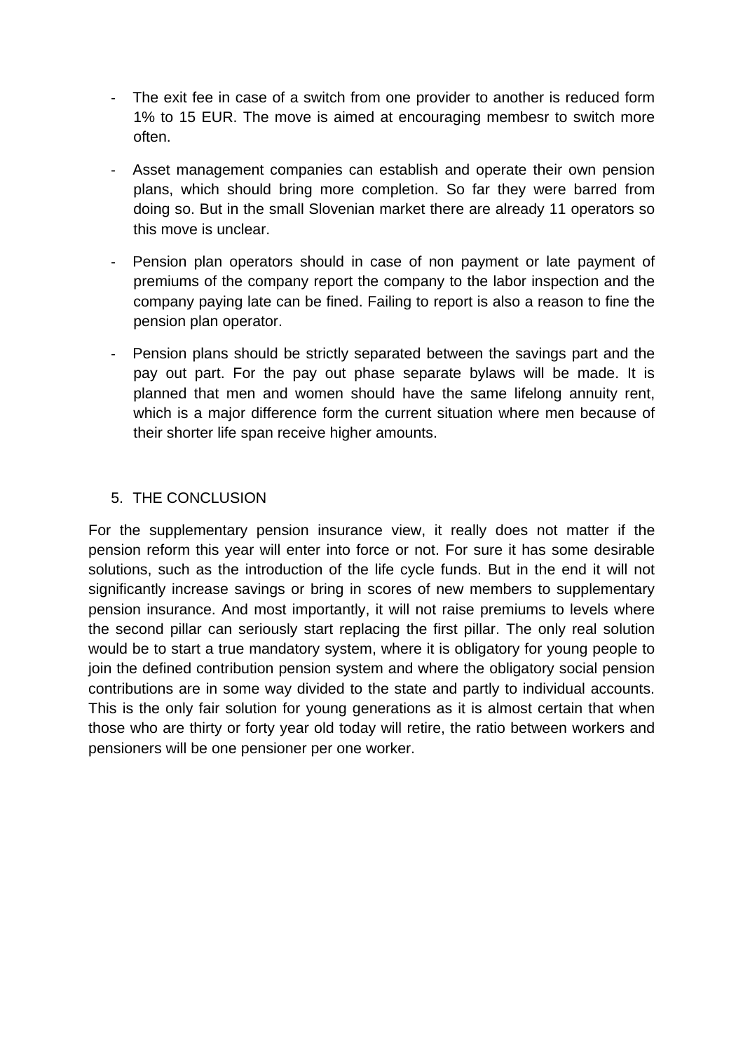- The exit fee in case of a switch from one provider to another is reduced form 1% to 15 EUR. The move is aimed at encouraging membesr to switch more often.

- Asset management companies can establish and operate their own pension plans, which should bring more completion. So far they were barred from doing so. But in the small Slovenian market there are already 11 operators so this move is unclear.

- Pension plan operators should in case of non payment or late payment of premiums of the company report the company to the labor inspection and the company paying late can be fined. Failing to report is also a reason to fine the pension plan operator.

- Pension plans should be strictly separated between the savings part and the pay out part. For the pay out phase separate bylaws will be made. It is planned that men and women should have the same lifelong annuity rent, which is a major difference form the current situation where men because of their shorter life span receive higher amounts.

## 5. THE CONCLUSION

For the supplementary pension insurance view, it really does not matter if the pension reform this year will enter into force or not. For sure it has some desirable solutions, such as the introduction of the life cycle funds. But in the end it will not significantly increase savings or bring in scores of new members to supplementary pension insurance. And most importantly, it will not raise premiums to levels where the second pillar can seriously start replacing the first pillar. The only real solution would be to start a true mandatory system, where it is obligatory for young people to join the defined contribution pension system and where the obligatory social pension contributions are in some way divided to the state and partly to individual accounts. This is the only fair solution for young generations as it is almost certain that when those who are thirty or forty year old today will retire, the ratio between workers and pensioners will be one pensioner per one worker.